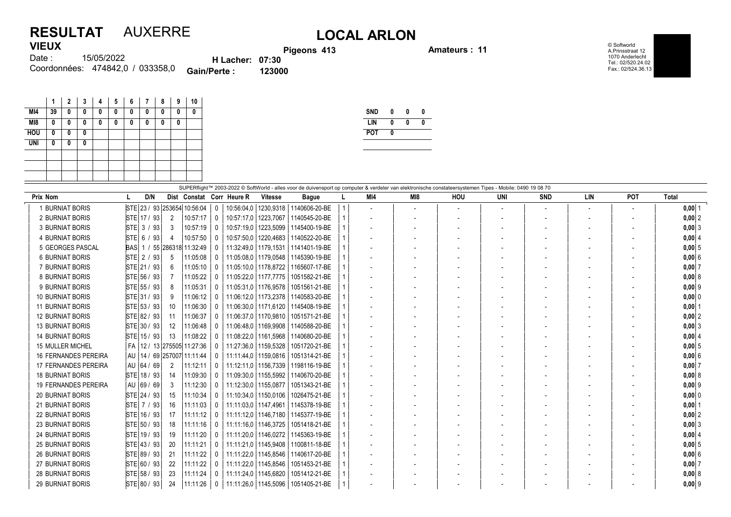# RESULTAT AUXERRE

## LOCAL ARLON

**VIEUX**

Date : 15/05/2022

Coordonnées: 474842,0 / 033358,0

**Pigeons 413**

**H Lacher: 07:30**

**Gain/Perte : 123000**

**Amateurs : 11**

© Softworld
A.Prinsstraat 12
1070 Anderlecht
Tel.: 02/520.24.02
Fax.: 02/524.36.13

| | 1 | 2 | 3 | 4 | 5 | 6 | 7 | 8 | 9 | 10 |
|---|---|---|---|---|---|---|---|---|---|---|
| MI4 | 39 | 0 | 0 | 0 | 0 | 0 | 0 | 0 | 0 | 0 |
| MI8 | 0 | 0 | 0 | 0 | 0 | 0 | 0 | 0 | 0 | |
| HOU | 0 | 0 | 0 | | | | | | | |
| UNI | 0 | 0 | 0 | | | | | | | |

| | | | |
|---|---|---|---|
| SND | 0 | 0 | 0 |
| LIN | 0 | 0 | 0 |
| POT | 0 | | |

SUPERflight™ 2003-2022 © SoftWorld - alles voor de duivensport op computer & verdeler van elektronische constateersystemen Tipes - Mobile: 0490 19 08 70

| Prix | Nom | L | D/N | Dist | Constat | Corr | Heure R | Vitesse | Bague | L | MI4 | MI8 | HOU | UNI | SND | LIN | POT | Total | |
|---|---|---|---|---|---|---|---|---|---|---|---|---|---|---|---|---|---|---|---|
| 1 | BURNIAT BORIS | STE | 23 / 93 | 253654 | 10:56:04 | 0 | 10:56:04,0 | 1230,9318 | 1140606-20-BE | 1 | - | - | - | - | - | - | - | 0,00 | 1 |
| 2 | BURNIAT BORIS | STE | 17 / 93 | 2 | 10:57:17 | 0 | 10:57:17,0 | 1223,7067 | 1140545-20-BE | 1 | - | - | - | - | - | - | - | 0,00 | 2 |
| 3 | BURNIAT BORIS | STE | 3 / 93 | 3 | 10:57:19 | 0 | 10:57:19,0 | 1223,5099 | 1145400-19-BE | 1 | - | - | - | - | - | - | - | 0,00 | 3 |
| 4 | BURNIAT BORIS | STE | 6 / 93 | 4 | 10:57:50 | 0 | 10:57:50,0 | 1220,4683 | 1140522-20-BE | 1 | - | - | - | - | - | - | - | 0,00 | 4 |
| 5 | GEORGES PASCAL | BAS | 1 / 55 | 286318 | 11:32:49 | 0 | 11:32:49,0 | 1179,1531 | 1141401-19-BE | 1 | - | - | - | - | - | - | - | 0,00 | 5 |
| 6 | BURNIAT BORIS | STE | 2 / 93 | 5 | 11:05:08 | 0 | 11:05:08,0 | 1179,0548 | 1145390-19-BE | 1 | - | - | - | - | - | - | - | 0,00 | 6 |
| 7 | BURNIAT BORIS | STE | 21 / 93 | 6 | 11:05:10 | 0 | 11:05:10,0 | 1178,8722 | 1165607-17-BE | 1 | - | - | - | - | - | - | - | 0,00 | 7 |
| 8 | BURNIAT BORIS | STE | 56 / 93 | 7 | 11:05:22 | 0 | 11:05:22,0 | 1177,7775 | 1051582-21-BE | 1 | - | - | - | - | - | - | - | 0,00 | 8 |
| 9 | BURNIAT BORIS | STE | 55 / 93 | 8 | 11:05:31 | 0 | 11:05:31,0 | 1176,9578 | 1051561-21-BE | 1 | - | - | - | - | - | - | - | 0,00 | 9 |
| 10 | BURNIAT BORIS | STE | 31 / 93 | 9 | 11:06:12 | 0 | 11:06:12,0 | 1173,2378 | 1140583-20-BE | 1 | - | - | - | - | - | - | - | 0,00 | 0 |
| 11 | BURNIAT BORIS | STE | 53 / 93 | 10 | 11:06:30 | 0 | 11:06:30,0 | 1171,6120 | 1145408-19-BE | 1 | - | - | - | - | - | - | - | 0,00 | 1 |
| 12 | BURNIAT BORIS | STE | 82 / 93 | 11 | 11:06:37 | 0 | 11:06:37,0 | 1170,9810 | 1051571-21-BE | 1 | - | - | - | - | - | - | - | 0,00 | 2 |
| 13 | BURNIAT BORIS | STE | 30 / 93 | 12 | 11:06:48 | 0 | 11:06:48,0 | 1169,9908 | 1140588-20-BE | 1 | - | - | - | - | - | - | - | 0,00 | 3 |
| 14 | BURNIAT BORIS | STE | 15 / 93 | 13 | 11:08:22 | 0 | 11:08:22,0 | 1161,5968 | 1140680-20-BE | 1 | - | - | - | - | - | - | - | 0,00 | 4 |
| 15 | MULLER MICHEL | FA | 12 / 13 | 275505 | 11:27:36 | 0 | 11:27:36,0 | 1159,5328 | 1051720-21-BE | 1 | - | - | - | - | - | - | - | 0,00 | 5 |
| 16 | FERNANDES PEREIRA | AU | 14 / 69 | 257007 | 11:11:44 | 0 | 11:11:44,0 | 1159,0816 | 1051314-21-BE | 1 | - | - | - | - | - | - | - | 0,00 | 6 |
| 17 | FERNANDES PEREIRA | AU | 64 / 69 | 2 | 11:12:11 | 0 | 11:12:11,0 | 1156,7339 | 1198116-19-BE | 1 | - | - | - | - | - | - | - | 0,00 | 7 |
| 18 | BURNIAT BORIS | STE | 18 / 93 | 14 | 11:09:30 | 0 | 11:09:30,0 | 1155,5992 | 1140670-20-BE | 1 | - | - | - | - | - | - | - | 0,00 | 8 |
| 19 | FERNANDES PEREIRA | AU | 69 / 69 | 3 | 11:12:30 | 0 | 11:12:30,0 | 1155,0877 | 1051343-21-BE | 1 | - | - | - | - | - | - | - | 0,00 | 9 |
| 20 | BURNIAT BORIS | STE | 24 / 93 | 15 | 11:10:34 | 0 | 11:10:34,0 | 1150,0106 | 1026475-21-BE | 1 | - | - | - | - | - | - | - | 0,00 | 0 |
| 21 | BURNIAT BORIS | STE | 7 / 93 | 16 | 11:11:03 | 0 | 11:11:03,0 | 1147,4961 | 1145378-19-BE | 1 | - | - | - | - | - | - | - | 0,00 | 1 |
| 22 | BURNIAT BORIS | STE | 16 / 93 | 17 | 11:11:12 | 0 | 11:11:12,0 | 1146,7180 | 1145377-19-BE | 1 | - | - | - | - | - | - | - | 0,00 | 2 |
| 23 | BURNIAT BORIS | STE | 50 / 93 | 18 | 11:11:16 | 0 | 11:11:16,0 | 1146,3725 | 1051418-21-BE | 1 | - | - | - | - | - | - | - | 0,00 | 3 |
| 24 | BURNIAT BORIS | STE | 19 / 93 | 19 | 11:11:20 | 0 | 11:11:20,0 | 1146,0272 | 1145363-19-BE | 1 | - | - | - | - | - | - | - | 0,00 | 4 |
| 25 | BURNIAT BORIS | STE | 43 / 93 | 20 | 11:11:21 | 0 | 11:11:21,0 | 1145,9408 | 1100811-18-BE | 1 | - | - | - | - | - | - | - | 0,00 | 5 |
| 26 | BURNIAT BORIS | STE | 89 / 93 | 21 | 11:11:22 | 0 | 11:11:22,0 | 1145,8546 | 1140617-20-BE | 1 | - | - | - | - | - | - | - | 0,00 | 6 |
| 27 | BURNIAT BORIS | STE | 60 / 93 | 22 | 11:11:22 | 0 | 11:11:22,0 | 1145,8546 | 1051453-21-BE | 1 | - | - | - | - | - | - | - | 0,00 | 7 |
| 28 | BURNIAT BORIS | STE | 58 / 93 | 23 | 11:11:24 | 0 | 11:11:24,0 | 1145,6820 | 1051412-21-BE | 1 | - | - | - | - | - | - | - | 0,00 | 8 |
| 29 | BURNIAT BORIS | STE | 80 / 93 | 24 | 11:11:26 | 0 | 11:11:26,0 | 1145,5096 | 1051405-21-BE | 1 | - | - | - | - | - | - | - | 0,00 | 9 |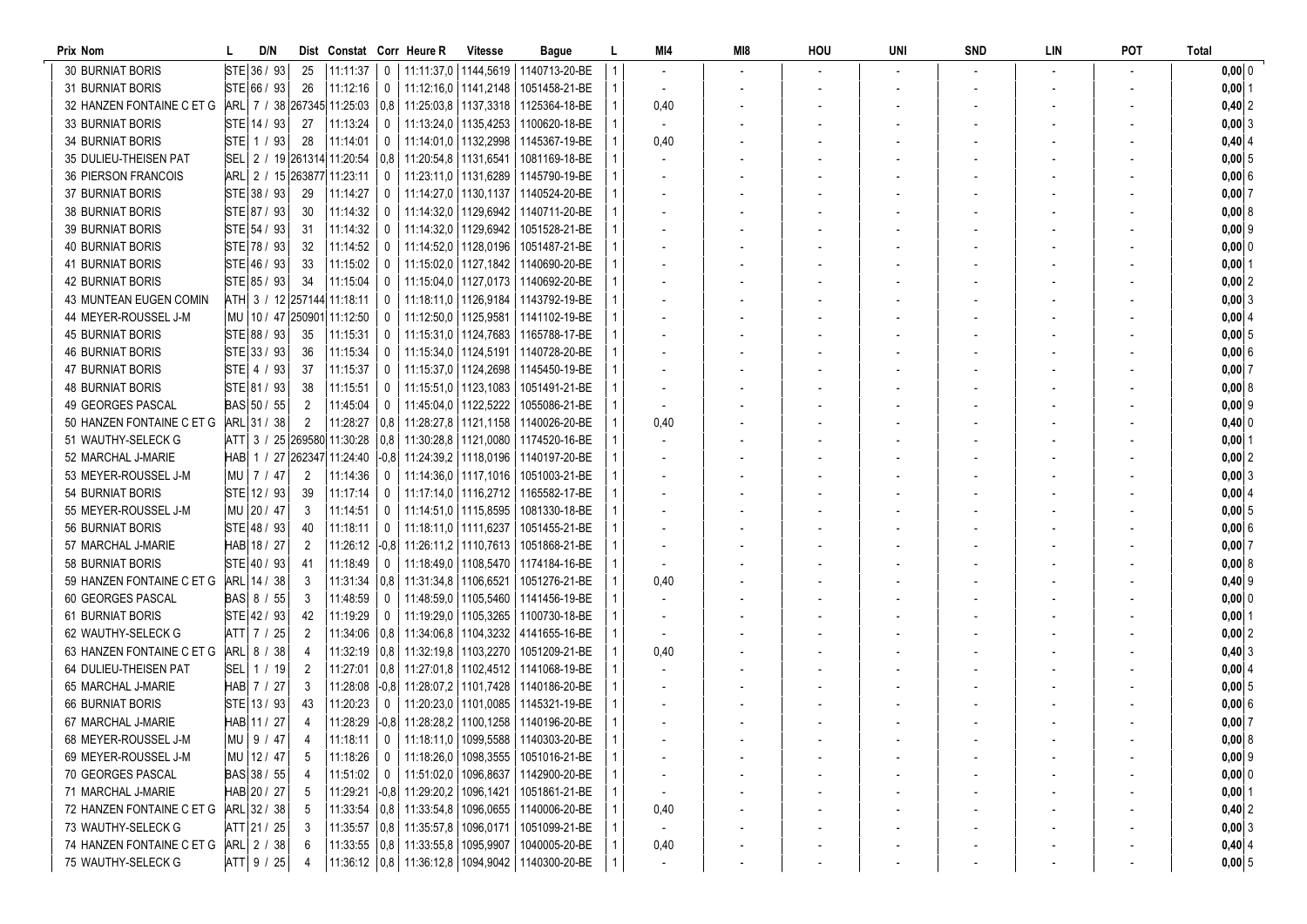| Prix | Nom | L | D/N | Dist | Constat | Corr | Heure R | Vitesse | Bague | L | MI4 | MI8 | HOU | UNI | SND | LIN | POT | Total |
|---|---|---|---|---|---|---|---|---|---|---|---|---|---|---|---|---|---|---|
| 30 | BURNIAT BORIS | STE | 36 / 93 | 25 | 11:11:37 | 0 | 11:11:37,0 | 1144,5619 | 1140713-20-BE | 1 | - | - | - | - | - | - | - | 0,00 0 |
| 31 | BURNIAT BORIS | STE | 66 / 93 | 26 | 11:12:16 | 0 | 11:12:16,0 | 1141,2148 | 1051458-21-BE | 1 | - | - | - | - | - | - | - | 0,00 1 |
| 32 | HANZEN FONTAINE C ET G | ARL | 7 / 38 | 267345 | 11:25:03 | 0,8 | 11:25:03,8 | 1137,3318 | 1125364-18-BE | 1 | 0,40 | - | - | - | - | - | - | 0,40 2 |
| 33 | BURNIAT BORIS | STE | 14 / 93 | 27 | 11:13:24 | 0 | 11:13:24,0 | 1135,4253 | 1100620-18-BE | 1 | - | - | - | - | - | - | - | 0,00 3 |
| 34 | BURNIAT BORIS | STE | 1 / 93 | 28 | 11:14:01 | 0 | 11:14:01,0 | 1132,2998 | 1145367-19-BE | 1 | 0,40 | - | - | - | - | - | - | 0,40 4 |
| 35 | DULIEU-THEISEN PAT | SEL | 2 / 19 | 261314 | 11:20:54 | 0,8 | 11:20:54,8 | 1131,6541 | 1081169-18-BE | 1 | - | - | - | - | - | - | - | 0,00 5 |
| 36 | PIERSON FRANCOIS | ARL | 2 / 15 | 263877 | 11:23:11 | 0 | 11:23:11,0 | 1131,6289 | 1145790-19-BE | 1 | - | - | - | - | - | - | - | 0,00 6 |
| 37 | BURNIAT BORIS | STE | 38 / 93 | 29 | 11:14:27 | 0 | 11:14:27,0 | 1130,1137 | 1140524-20-BE | 1 | - | - | - | - | - | - | - | 0,00 7 |
| 38 | BURNIAT BORIS | STE | 87 / 93 | 30 | 11:14:32 | 0 | 11:14:32,0 | 1129,6942 | 1140711-20-BE | 1 | - | - | - | - | - | - | - | 0,00 8 |
| 39 | BURNIAT BORIS | STE | 54 / 93 | 31 | 11:14:32 | 0 | 11:14:32,0 | 1129,6942 | 1051528-21-BE | 1 | - | - | - | - | - | - | - | 0,00 9 |
| 40 | BURNIAT BORIS | STE | 78 / 93 | 32 | 11:14:52 | 0 | 11:14:52,0 | 1128,0196 | 1051487-21-BE | 1 | - | - | - | - | - | - | - | 0,00 0 |
| 41 | BURNIAT BORIS | STE | 46 / 93 | 33 | 11:15:02 | 0 | 11:15:02,0 | 1127,1842 | 1140690-20-BE | 1 | - | - | - | - | - | - | - | 0,00 1 |
| 42 | BURNIAT BORIS | STE | 85 / 93 | 34 | 11:15:04 | 0 | 11:15:04,0 | 1127,0173 | 1140692-20-BE | 1 | - | - | - | - | - | - | - | 0,00 2 |
| 43 | MUNTEAN EUGEN COMIN | ATH | 3 / 12 | 257144 | 11:18:11 | 0 | 11:18:11,0 | 1126,9184 | 1143792-19-BE | 1 | - | - | - | - | - | - | - | 0,00 3 |
| 44 | MEYER-ROUSSEL J-M | MU | 10 / 47 | 250901 | 11:12:50 | 0 | 11:12:50,0 | 1125,9581 | 1141102-19-BE | 1 | - | - | - | - | - | - | - | 0,00 4 |
| 45 | BURNIAT BORIS | STE | 88 / 93 | 35 | 11:15:31 | 0 | 11:15:31,0 | 1124,7683 | 1165788-17-BE | 1 | - | - | - | - | - | - | - | 0,00 5 |
| 46 | BURNIAT BORIS | STE | 33 / 93 | 36 | 11:15:34 | 0 | 11:15:34,0 | 1124,5191 | 1140728-20-BE | 1 | - | - | - | - | - | - | - | 0,00 6 |
| 47 | BURNIAT BORIS | STE | 4 / 93 | 37 | 11:15:37 | 0 | 11:15:37,0 | 1124,2698 | 1145450-19-BE | 1 | - | - | - | - | - | - | - | 0,00 7 |
| 48 | BURNIAT BORIS | STE | 81 / 93 | 38 | 11:15:51 | 0 | 11:15:51,0 | 1123,1083 | 1051491-21-BE | 1 | - | - | - | - | - | - | - | 0,00 8 |
| 49 | GEORGES PASCAL | BAS | 50 / 55 | 2 | 11:45:04 | 0 | 11:45:04,0 | 1122,5222 | 1055086-21-BE | 1 | - | - | - | - | - | - | - | 0,00 9 |
| 50 | HANZEN FONTAINE C ET G | ARL | 31 / 38 | 2 | 11:28:27 | 0,8 | 11:28:27,8 | 1121,1158 | 1140026-20-BE | 1 | 0,40 | - | - | - | - | - | - | 0,40 0 |
| 51 | WAUTHY-SELECK G | ATT | 3 / 25 | 269580 | 11:30:28 | 0,8 | 11:30:28,8 | 1121,0080 | 1174520-16-BE | 1 | - | - | - | - | - | - | - | 0,00 1 |
| 52 | MARCHAL J-MARIE | HAB | 1 / 27 | 262347 | 11:24:40 | -0,8 | 11:24:39,2 | 1118,0196 | 1140197-20-BE | 1 | - | - | - | - | - | - | - | 0,00 2 |
| 53 | MEYER-ROUSSEL J-M | MU | 7 / 47 | 2 | 11:14:36 | 0 | 11:14:36,0 | 1117,1016 | 1051003-21-BE | 1 | - | - | - | - | - | - | - | 0,00 3 |
| 54 | BURNIAT BORIS | STE | 12 / 93 | 39 | 11:17:14 | 0 | 11:17:14,0 | 1116,2712 | 1165582-17-BE | 1 | - | - | - | - | - | - | - | 0,00 4 |
| 55 | MEYER-ROUSSEL J-M | MU | 20 / 47 | 3 | 11:14:51 | 0 | 11:14:51,0 | 1115,8595 | 1081330-18-BE | 1 | - | - | - | - | - | - | - | 0,00 5 |
| 56 | BURNIAT BORIS | STE | 48 / 93 | 40 | 11:18:11 | 0 | 11:18:11,0 | 1111,6237 | 1051455-21-BE | 1 | - | - | - | - | - | - | - | 0,00 6 |
| 57 | MARCHAL J-MARIE | HAB | 18 / 27 | 2 | 11:26:12 | -0,8 | 11:26:11,2 | 1110,7613 | 1051868-21-BE | 1 | - | - | - | - | - | - | - | 0,00 7 |
| 58 | BURNIAT BORIS | STE | 40 / 93 | 41 | 11:18:49 | 0 | 11:18:49,0 | 1108,5470 | 1174184-16-BE | 1 | - | - | - | - | - | - | - | 0,00 8 |
| 59 | HANZEN FONTAINE C ET G | ARL | 14 / 38 | 3 | 11:31:34 | 0,8 | 11:31:34,8 | 1106,6521 | 1051276-21-BE | 1 | 0,40 | - | - | - | - | - | - | 0,40 9 |
| 60 | GEORGES PASCAL | BAS | 8 / 55 | 3 | 11:48:59 | 0 | 11:48:59,0 | 1105,5460 | 1141456-19-BE | 1 | - | - | - | - | - | - | - | 0,00 0 |
| 61 | BURNIAT BORIS | STE | 42 / 93 | 42 | 11:19:29 | 0 | 11:19:29,0 | 1105,3265 | 1100730-18-BE | 1 | - | - | - | - | - | - | - | 0,00 1 |
| 62 | WAUTHY-SELECK G | ATT | 7 / 25 | 2 | 11:34:06 | 0,8 | 11:34:06,8 | 1104,3232 | 4141655-16-BE | 1 | - | - | - | - | - | - | - | 0,00 2 |
| 63 | HANZEN FONTAINE C ET G | ARL | 8 / 38 | 4 | 11:32:19 | 0,8 | 11:32:19,8 | 1103,2270 | 1051209-21-BE | 1 | 0,40 | - | - | - | - | - | - | 0,40 3 |
| 64 | DULIEU-THEISEN PAT | SEL | 1 / 19 | 2 | 11:27:01 | 0,8 | 11:27:01,8 | 1102,4512 | 1141068-19-BE | 1 | - | - | - | - | - | - | - | 0,00 4 |
| 65 | MARCHAL J-MARIE | HAB | 7 / 27 | 3 | 11:28:08 | -0,8 | 11:28:07,2 | 1101,7428 | 1140186-20-BE | 1 | - | - | - | - | - | - | - | 0,00 5 |
| 66 | BURNIAT BORIS | STE | 13 / 93 | 43 | 11:20:23 | 0 | 11:20:23,0 | 1101,0085 | 1145321-19-BE | 1 | - | - | - | - | - | - | - | 0,00 6 |
| 67 | MARCHAL J-MARIE | HAB | 11 / 27 | 4 | 11:28:29 | -0,8 | 11:28:28,2 | 1100,1258 | 1140196-20-BE | 1 | - | - | - | - | - | - | - | 0,00 7 |
| 68 | MEYER-ROUSSEL J-M | MU | 9 / 47 | 4 | 11:18:11 | 0 | 11:18:11,0 | 1099,5588 | 1140303-20-BE | 1 | - | - | - | - | - | - | - | 0,00 8 |
| 69 | MEYER-ROUSSEL J-M | MU | 12 / 47 | 5 | 11:18:26 | 0 | 11:18:26,0 | 1098,3555 | 1051016-21-BE | 1 | - | - | - | - | - | - | - | 0,00 9 |
| 70 | GEORGES PASCAL | BAS | 38 / 55 | 4 | 11:51:02 | 0 | 11:51:02,0 | 1096,8637 | 1142900-20-BE | 1 | - | - | - | - | - | - | - | 0,00 0 |
| 71 | MARCHAL J-MARIE | HAB | 20 / 27 | 5 | 11:29:21 | -0,8 | 11:29:20,2 | 1096,1421 | 1051861-21-BE | 1 | - | - | - | - | - | - | - | 0,00 1 |
| 72 | HANZEN FONTAINE C ET G | ARL | 32 / 38 | 5 | 11:33:54 | 0,8 | 11:33:54,8 | 1096,0655 | 1140006-20-BE | 1 | 0,40 | - | - | - | - | - | - | 0,40 2 |
| 73 | WAUTHY-SELECK G | ATT | 21 / 25 | 3 | 11:35:57 | 0,8 | 11:35:57,8 | 1096,0171 | 1051099-21-BE | 1 | - | - | - | - | - | - | - | 0,00 3 |
| 74 | HANZEN FONTAINE C ET G | ARL | 2 / 38 | 6 | 11:33:55 | 0,8 | 11:33:55,8 | 1095,9907 | 1040005-20-BE | 1 | 0,40 | - | - | - | - | - | - | 0,40 4 |
| 75 | WAUTHY-SELECK G | ATT | 9 / 25 | 4 | 11:36:12 | 0,8 | 11:36:12,8 | 1094,9042 | 1140300-20-BE | 1 | - | - | - | - | - | - | - | 0,00 5 |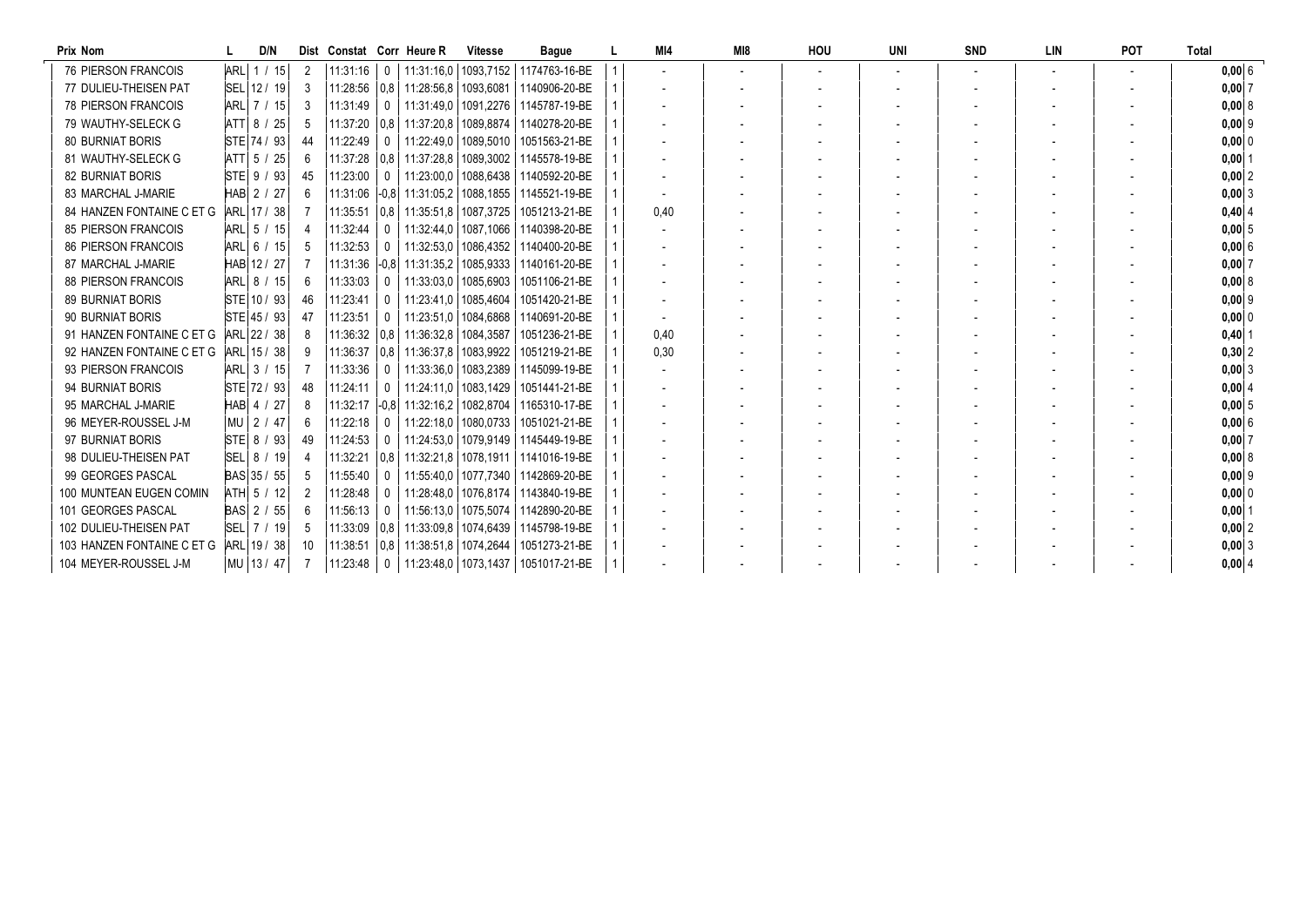| Prix | Nom | L | D/N | Dist | Constat | Corr | Heure R | Vitesse | Bague | L | MI4 | MI8 | HOU | UNI | SND | LIN | POT | Total | |
|---|---|---|---|---|---|---|---|---|---|---|---|---|---|---|---|---|---|---|---|
| 76 | PIERSON FRANCOIS | ARL | 1 / 15 | 2 | 11:31:16 | 0 | 11:31:16,0 | 1093,7152 | 1174763-16-BE | 1 | - | - | - | - | - | - | - | 0,00 | 6 |
| 77 | DULIEU-THEISEN PAT | SEL | 12 / 19 | 3 | 11:28:56 | 0,8 | 11:28:56,8 | 1093,6081 | 1140906-20-BE | 1 | - | - | - | - | - | - | - | 0,00 | 7 |
| 78 | PIERSON FRANCOIS | ARL | 7 / 15 | 3 | 11:31:49 | 0 | 11:31:49,0 | 1091,2276 | 1145787-19-BE | 1 | - | - | - | - | - | - | - | 0,00 | 8 |
| 79 | WAUTHY-SELECK G | ATT | 8 / 25 | 5 | 11:37:20 | 0,8 | 11:37:20,8 | 1089,8874 | 1140278-20-BE | 1 | - | - | - | - | - | - | - | 0,00 | 9 |
| 80 | BURNIAT BORIS | STE | 74 / 93 | 44 | 11:22:49 | 0 | 11:22:49,0 | 1089,5010 | 1051563-21-BE | 1 | - | - | - | - | - | - | - | 0,00 | 0 |
| 81 | WAUTHY-SELECK G | ATT | 5 / 25 | 6 | 11:37:28 | 0,8 | 11:37:28,8 | 1089,3002 | 1145578-19-BE | 1 | - | - | - | - | - | - | - | 0,00 | 1 |
| 82 | BURNIAT BORIS | STE | 9 / 93 | 45 | 11:23:00 | 0 | 11:23:00,0 | 1088,6438 | 1140592-20-BE | 1 | - | - | - | - | - | - | - | 0,00 | 2 |
| 83 | MARCHAL J-MARIE | HAB | 2 / 27 | 6 | 11:31:06 | -0,8 | 11:31:05,2 | 1088,1855 | 1145521-19-BE | 1 | - | - | - | - | - | - | - | 0,00 | 3 |
| 84 | HANZEN FONTAINE C ET G | ARL | 17 / 38 | 7 | 11:35:51 | 0,8 | 11:35:51,8 | 1087,3725 | 1051213-21-BE | 1 | 0,40 | - | - | - | - | - | - | 0,40 | 4 |
| 85 | PIERSON FRANCOIS | ARL | 5 / 15 | 4 | 11:32:44 | 0 | 11:32:44,0 | 1087,1066 | 1140398-20-BE | 1 | - | - | - | - | - | - | - | 0,00 | 5 |
| 86 | PIERSON FRANCOIS | ARL | 6 / 15 | 5 | 11:32:53 | 0 | 11:32:53,0 | 1086,4352 | 1140400-20-BE | 1 | - | - | - | - | - | - | - | 0,00 | 6 |
| 87 | MARCHAL J-MARIE | HAB | 12 / 27 | 7 | 11:31:36 | -0,8 | 11:31:35,2 | 1085,9333 | 1140161-20-BE | 1 | - | - | - | - | - | - | - | 0,00 | 7 |
| 88 | PIERSON FRANCOIS | ARL | 8 / 15 | 6 | 11:33:03 | 0 | 11:33:03,0 | 1085,6903 | 1051106-21-BE | 1 | - | - | - | - | - | - | - | 0,00 | 8 |
| 89 | BURNIAT BORIS | STE | 10 / 93 | 46 | 11:23:41 | 0 | 11:23:41,0 | 1085,4604 | 1051420-21-BE | 1 | - | - | - | - | - | - | - | 0,00 | 9 |
| 90 | BURNIAT BORIS | STE | 45 / 93 | 47 | 11:23:51 | 0 | 11:23:51,0 | 1084,6868 | 1140691-20-BE | 1 | - | - | - | - | - | - | - | 0,00 | 0 |
| 91 | HANZEN FONTAINE C ET G | ARL | 22 / 38 | 8 | 11:36:32 | 0,8 | 11:36:32,8 | 1084,3587 | 1051236-21-BE | 1 | 0,40 | - | - | - | - | - | - | 0,40 | 1 |
| 92 | HANZEN FONTAINE C ET G | ARL | 15 / 38 | 9 | 11:36:37 | 0,8 | 11:36:37,8 | 1083,9922 | 1051219-21-BE | 1 | 0,30 | - | - | - | - | - | - | 0,30 | 2 |
| 93 | PIERSON FRANCOIS | ARL | 3 / 15 | 7 | 11:33:36 | 0 | 11:33:36,0 | 1083,2389 | 1145099-19-BE | 1 | - | - | - | - | - | - | - | 0,00 | 3 |
| 94 | BURNIAT BORIS | STE | 72 / 93 | 48 | 11:24:11 | 0 | 11:24:11,0 | 1083,1429 | 1051441-21-BE | 1 | - | - | - | - | - | - | - | 0,00 | 4 |
| 95 | MARCHAL J-MARIE | HAB | 4 / 27 | 8 | 11:32:17 | -0,8 | 11:32:16,2 | 1082,8704 | 1165310-17-BE | 1 | - | - | - | - | - | - | - | 0,00 | 5 |
| 96 | MEYER-ROUSSEL J-M | MU | 2 / 47 | 6 | 11:22:18 | 0 | 11:22:18,0 | 1080,0733 | 1051021-21-BE | 1 | - | - | - | - | - | - | - | 0,00 | 6 |
| 97 | BURNIAT BORIS | STE | 8 / 93 | 49 | 11:24:53 | 0 | 11:24:53,0 | 1079,9149 | 1145449-19-BE | 1 | - | - | - | - | - | - | - | 0,00 | 7 |
| 98 | DULIEU-THEISEN PAT | SEL | 8 / 19 | 4 | 11:32:21 | 0,8 | 11:32:21,8 | 1078,1911 | 1141016-19-BE | 1 | - | - | - | - | - | - | - | 0,00 | 8 |
| 99 | GEORGES PASCAL | BAS | 35 / 55 | 5 | 11:55:40 | 0 | 11:55:40,0 | 1077,7340 | 1142869-20-BE | 1 | - | - | - | - | - | - | - | 0,00 | 9 |
| 100 | MUNTEAN EUGEN COMIN | ATH | 5 / 12 | 2 | 11:28:48 | 0 | 11:28:48,0 | 1076,8174 | 1143840-19-BE | 1 | - | - | - | - | - | - | - | 0,00 | 0 |
| 101 | GEORGES PASCAL | BAS | 2 / 55 | 6 | 11:56:13 | 0 | 11:56:13,0 | 1075,5074 | 1142890-20-BE | 1 | - | - | - | - | - | - | - | 0,00 | 1 |
| 102 | DULIEU-THEISEN PAT | SEL | 7 / 19 | 5 | 11:33:09 | 0,8 | 11:33:09,8 | 1074,6439 | 1145798-19-BE | 1 | - | - | - | - | - | - | - | 0,00 | 2 |
| 103 | HANZEN FONTAINE C ET G | ARL | 19 / 38 | 10 | 11:38:51 | 0,8 | 11:38:51,8 | 1074,2644 | 1051273-21-BE | 1 | - | - | - | - | - | - | - | 0,00 | 3 |
| 104 | MEYER-ROUSSEL J-M | MU | 13 / 47 | 7 | 11:23:48 | 0 | 11:23:48,0 | 1073,1437 | 1051017-21-BE | 1 | - | - | - | - | - | - | - | 0,00 | 4 |